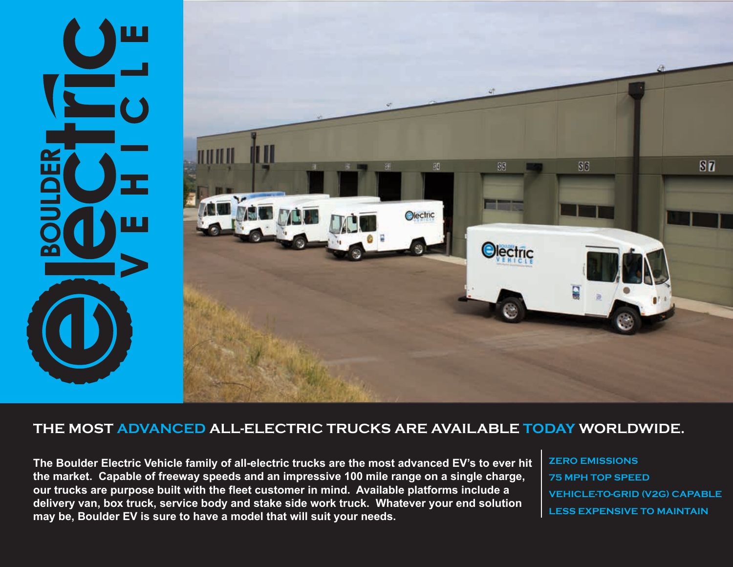# Boulder electric VEHICLE

## THE MOST ADVANCED ALL-ELECTRIC TRUCKS ARE AVAILABLE TODAY WORLDWIDE.

**The Boulder Electric Vehicle family of all-electric trucks are the most advanced EV's to ever hit the market. Capable of freeway speeds and an impressive 100 mile range on a single charge, our trucks are purpose built with the fleet customer in mind. Available platforms include a delivery van, box truck, service body and stake side work truck. Whatever your end solution may be, Boulder EV is sure to have a model that will suit your needs.**

- ZERO EMISSIONS
- 75 MPH TOP SPEED
- VEHICLE-TO-GRID (V2G) CAPABLE
- LESS EXPENSIVE TO MAINTAIN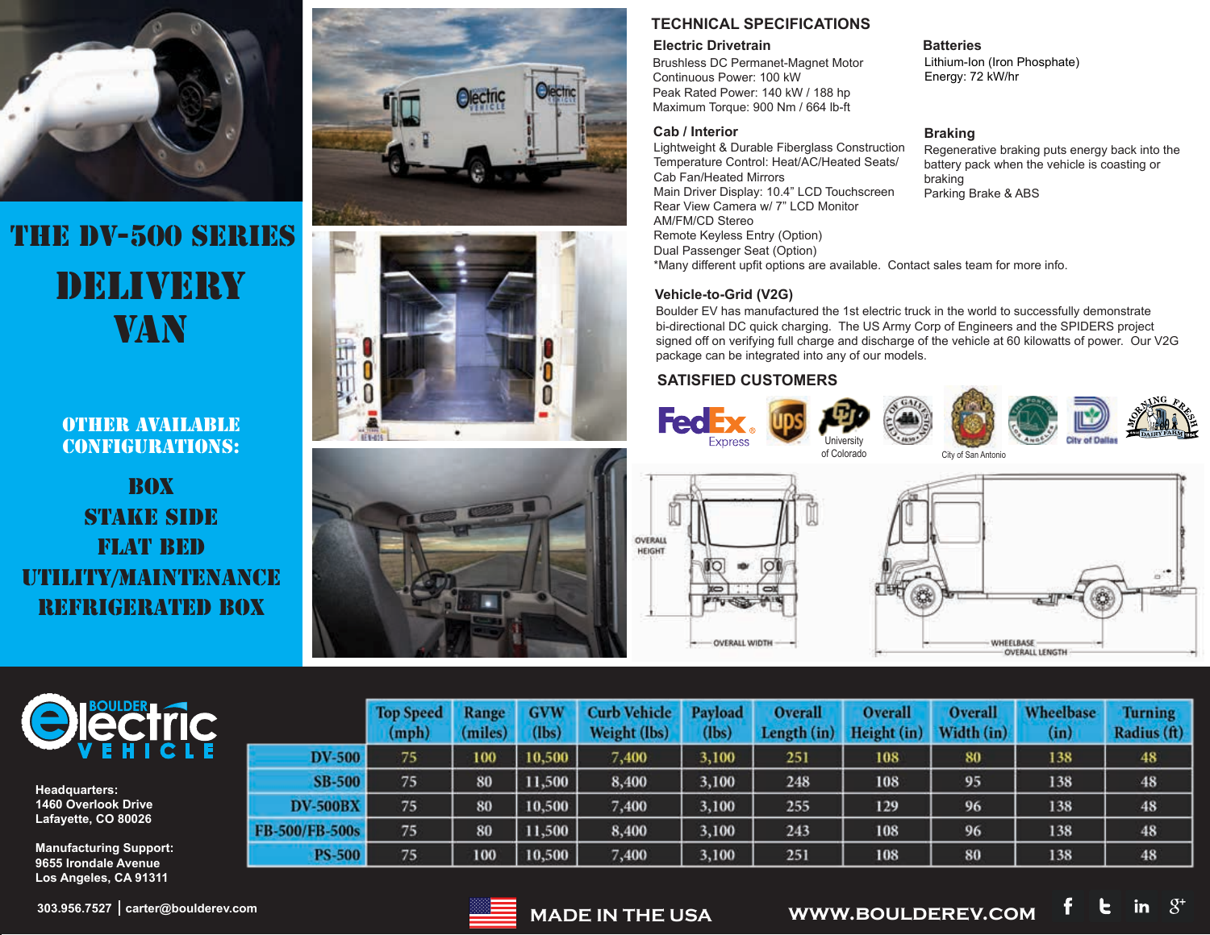# THE DV-500 SERIES

# DELIVERY VAN

## OTHER AVAILABLE CONFIGURATIONS:

- BOX
- STAKE SIDE
- FLAT BED
- UTILITY/MAINTENANCE
- REFRIGERATED BOX

## TECHNICAL SPECIFICATIONS

### Electric Drivetrain

Brushless DC Permanet-Magnet Motor
Continuous Power: 100 kW
Peak Rated Power: 140 kW / 188 hp
Maximum Torque: 900 Nm / 664 lb-ft

### Batteries

Lithium-Ion (Iron Phosphate)
Energy: 72 kW/hr

### Cab / Interior

Lightweight & Durable Fiberglass Construction
Temperature Control: Heat/AC/Heated Seats/
Cab Fan/Heated Mirrors
Main Driver Display: 10.4" LCD Touchscreen
Rear View Camera w/ 7" LCD Monitor
AM/FM/CD Stereo
Remote Keyless Entry (Option)
Dual Passenger Seat (Option)
*Many different upfit options are available. Contact sales team for more info.

### Braking

Regenerative braking puts energy back into the battery pack when the vehicle is coasting or braking
Parking Brake & ABS

### Vehicle-to-Grid (V2G)

Boulder EV has manufactured the 1st electric truck in the world to successfully demonstrate bi-directional DC quick charging. The US Army Corp of Engineers and the SPIDERS project signed off on verifying full charge and discharge of the vehicle at 60 kilowatts of power. Our V2G package can be integrated into any of our models.

## SATISFIED CUSTOMERS

FedEx Express, UPS, University of Colorado, City of Galveston, City of San Antonio, Port of Los Angeles, City of Dallas, Morning Fresh Dairy Farm

OVERALL HEIGHT
OVERALL WIDTH
WHEELBASE
OVERALL LENGTH

| | Top Speed (mph) | Range (miles) | GVW (lbs) | Curb Vehicle Weight (lbs) | Payload (lbs) | Overall Length (in) | Overall Height (in) | Overall Width (in) | Wheelbase (in) | Turning Radius (ft) |
|---|---|---|---|---|---|---|---|---|---|---|
| DV-500 | 75 | 100 | 10,500 | 7,400 | 3,100 | 251 | 108 | 80 | 138 | 48 |
| SB-500 | 75 | 80 | 11,500 | 8,400 | 3,100 | 248 | 108 | 95 | 138 | 48 |
| DV-500BX | 75 | 80 | 10,500 | 7,400 | 3,100 | 255 | 129 | 96 | 138 | 48 |
| FB-500/FB-500s | 75 | 80 | 11,500 | 8,400 | 3,100 | 243 | 108 | 96 | 138 | 48 |
| PS-500 | 75 | 100 | 10,500 | 7,400 | 3,100 | 251 | 108 | 80 | 138 | 48 |

**BOULDER electric VEHICLE**

**Headquarters:**
1460 Overlook Drive
Lafayette, CO 80026

**Manufacturing Support:**
9655 Irondale Avenue
Los Angeles, CA 91311

303.956.7527 | carter@boulderev.com

MADE IN THE USA

WWW.BOULDEREV.COM